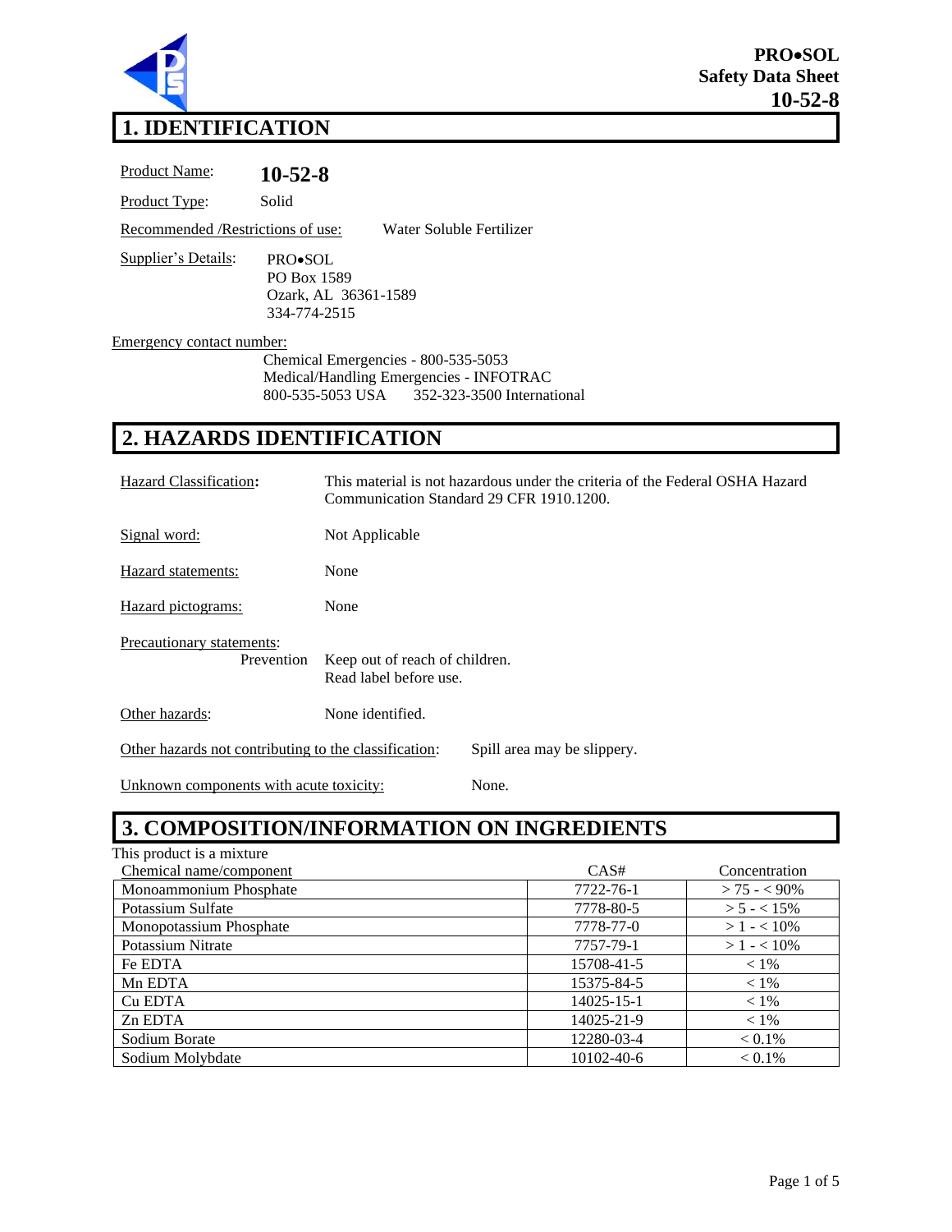**PRO•SOL**
**Safety Data Sheet**
**10-52-8**

# 1. IDENTIFICATION

Product Name: **10-52-8**

Product Type: Solid

Recommended /Restrictions of use: Water Soluble Fertilizer

Supplier's Details:
PRO•SOL
PO Box 1589
Ozark, AL 36361-1589
334-774-2515

Emergency contact number:
Chemical Emergencies - 800-535-5053
Medical/Handling Emergencies - INFOTRAC
800-535-5053 USA 352-323-3500 International

# 2. HAZARDS IDENTIFICATION

Hazard Classification**:** This material is not hazardous under the criteria of the Federal OSHA Hazard Communication Standard 29 CFR 1910.1200.

Signal word: Not Applicable

Hazard statements: None

Hazard pictograms: None

Precautionary statements:
Prevention Keep out of reach of children.
Read label before use.

Other hazards: None identified.

Other hazards not contributing to the classification: Spill area may be slippery.

Unknown components with acute toxicity: None.

# 3. COMPOSITION/INFORMATION ON INGREDIENTS

This product is a mixture

| Chemical name/component | CAS# | Concentration |
|---|---|---|
| Monoammonium Phosphate | 7722-76-1 | > 75 - < 90% |
| Potassium Sulfate | 7778-80-5 | > 5 - < 15% |
| Monopotassium Phosphate | 7778-77-0 | > 1 - < 10% |
| Potassium Nitrate | 7757-79-1 | > 1 - < 10% |
| Fe EDTA | 15708-41-5 | < 1% |
| Mn EDTA | 15375-84-5 | < 1% |
| Cu EDTA | 14025-15-1 | < 1% |
| Zn EDTA | 14025-21-9 | < 1% |
| Sodium Borate | 12280-03-4 | < 0.1% |
| Sodium Molybdate | 10102-40-6 | < 0.1% |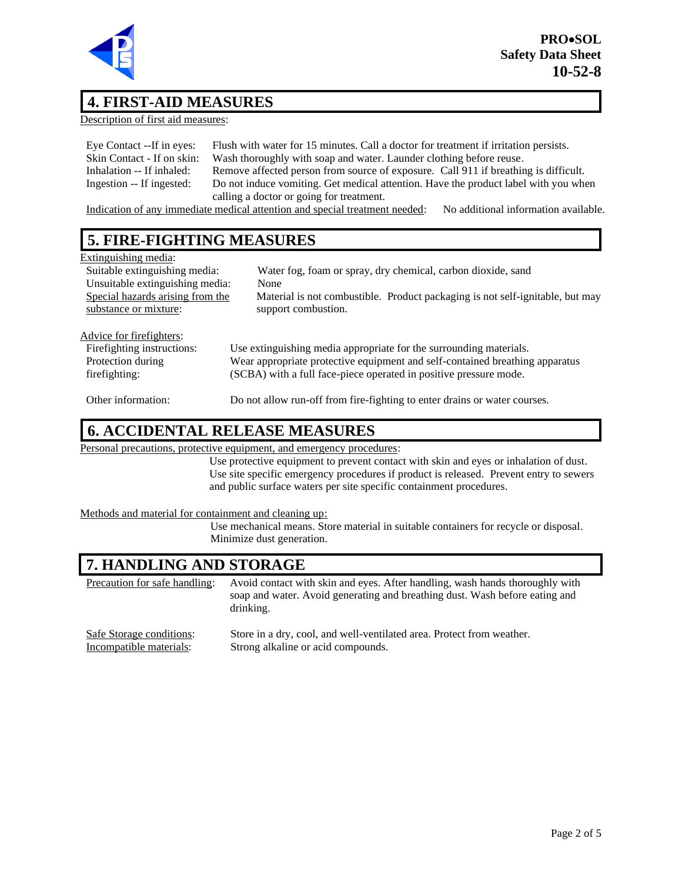## 4. FIRST-AID MEASURES

Description of first aid measures:

| | |
|---|---|
| Eye Contact --If in eyes: | Flush with water for 15 minutes. Call a doctor for treatment if irritation persists. |
| Skin Contact - If on skin: | Wash thoroughly with soap and water. Launder clothing before reuse. |
| Inhalation -- If inhaled: | Remove affected person from source of exposure. Call 911 if breathing is difficult. |
| Ingestion -- If ingested: | Do not induce vomiting. Get medical attention. Have the product label with you when calling a doctor or going for treatment. |

Indication of any immediate medical attention and special treatment needed: No additional information available.

## 5. FIRE-FIGHTING MEASURES

Extinguishing media:

| | |
|---|---|
| Suitable extinguishing media: | Water fog, foam or spray, dry chemical, carbon dioxide, sand |
| Unsuitable extinguishing media: | None |
| Special hazards arising from the substance or mixture: | Material is not combustible. Product packaging is not self-ignitable, but may support combustion. |

Advice for firefighters:

| | |
|---|---|
| Firefighting instructions: | Use extinguishing media appropriate for the surrounding materials. |
| Protection during firefighting: | Wear appropriate protective equipment and self-contained breathing apparatus (SCBA) with a full face-piece operated in positive pressure mode. |
| Other information: | Do not allow run-off from fire-fighting to enter drains or water courses. |

## 6. ACCIDENTAL RELEASE MEASURES

Personal precautions, protective equipment, and emergency procedures:

Use protective equipment to prevent contact with skin and eyes or inhalation of dust. Use site specific emergency procedures if product is released. Prevent entry to sewers and public surface waters per site specific containment procedures.

Methods and material for containment and cleaning up:

Use mechanical means. Store material in suitable containers for recycle or disposal. Minimize dust generation.

## 7. HANDLING AND STORAGE

| | |
|---|---|
| Precaution for safe handling: | Avoid contact with skin and eyes. After handling, wash hands thoroughly with soap and water. Avoid generating and breathing dust. Wash before eating and drinking. |
| Safe Storage conditions: | Store in a dry, cool, and well-ventilated area. Protect from weather. |
| Incompatible materials: | Strong alkaline or acid compounds. |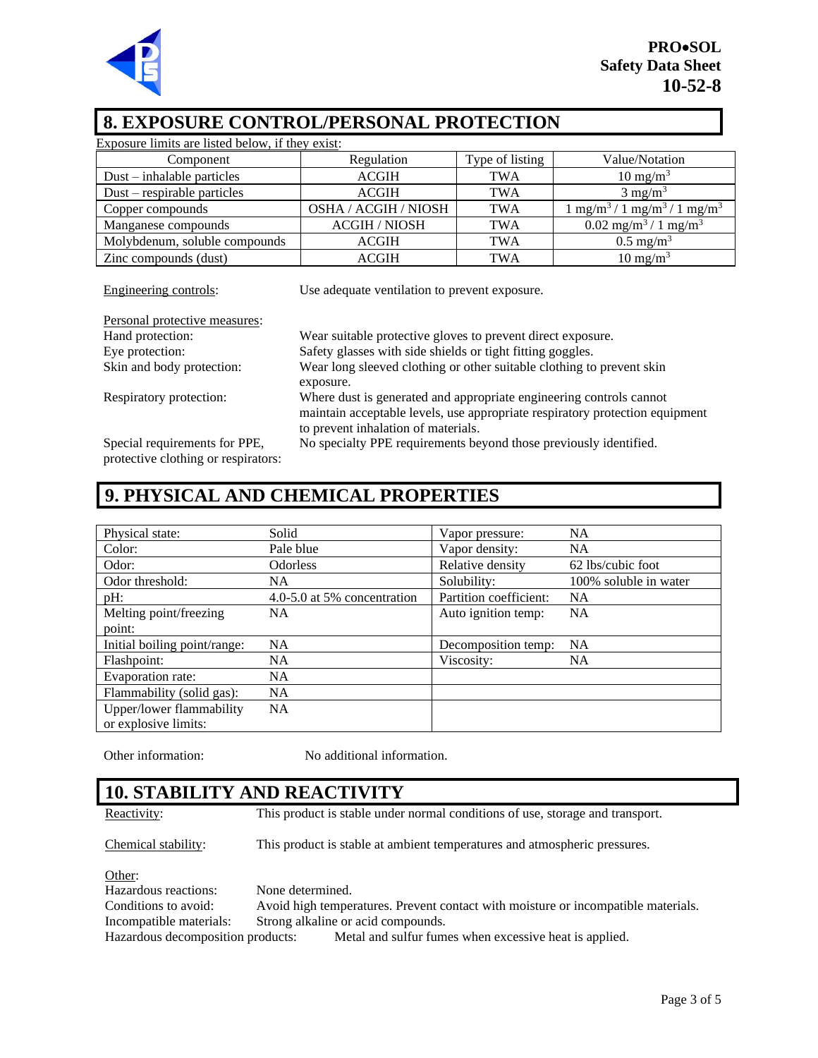## 8. EXPOSURE CONTROL/PERSONAL PROTECTION

Exposure limits are listed below, if they exist:

| Component | Regulation | Type of listing | Value/Notation |
|---|---|---|---|
| Dust – inhalable particles | ACGIH | TWA | 10 mg/m$^3$ |
| Dust – respirable particles | ACGIH | TWA | 3 mg/m$^3$ |
| Copper compounds | OSHA / ACGIH / NIOSH | TWA | 1 mg/m$^3$ / 1 mg/m$^3$ / 1 mg/m$^3$ |
| Manganese compounds | ACGIH / NIOSH | TWA | 0.02 mg/m$^3$ / 1 mg/m$^3$ |
| Molybdenum, soluble compounds | ACGIH | TWA | 0.5 mg/m$^3$ |
| Zinc compounds (dust) | ACGIH | TWA | 10 mg/m$^3$ |

Engineering controls: Use adequate ventilation to prevent exposure.

Personal protective measures:

Hand protection: Wear suitable protective gloves to prevent direct exposure.

Eye protection: Safety glasses with side shields or tight fitting goggles.

Skin and body protection: Wear long sleeved clothing or other suitable clothing to prevent skin exposure.

Respiratory protection: Where dust is generated and appropriate engineering controls cannot maintain acceptable levels, use appropriate respiratory protection equipment to prevent inhalation of materials.

Special requirements for PPE, protective clothing or respirators: No specialty PPE requirements beyond those previously identified.

## 9. PHYSICAL AND CHEMICAL PROPERTIES

| | | | |
|---|---|---|---|
| Physical state: | Solid | Vapor pressure: | NA |
| Color: | Pale blue | Vapor density: | NA |
| Odor: | Odorless | Relative density | 62 lbs/cubic foot |
| Odor threshold: | NA | Solubility: | 100% soluble in water |
| pH: | 4.0-5.0 at 5% concentration | Partition coefficient: | NA |
| Melting point/freezing point: | NA | Auto ignition temp: | NA |
| Initial boiling point/range: | NA | Decomposition temp: | NA |
| Flashpoint: | NA | Viscosity: | NA |
| Evaporation rate: | NA | | |
| Flammability (solid gas): | NA | | |
| Upper/lower flammability or explosive limits: | NA | | |

Other information: No additional information.

## 10. STABILITY AND REACTIVITY

Reactivity: This product is stable under normal conditions of use, storage and transport.

Chemical stability: This product is stable at ambient temperatures and atmospheric pressures.

Other:

Hazardous reactions: None determined.

Conditions to avoid: Avoid high temperatures. Prevent contact with moisture or incompatible materials.

Incompatible materials: Strong alkaline or acid compounds.

Hazardous decomposition products: Metal and sulfur fumes when excessive heat is applied.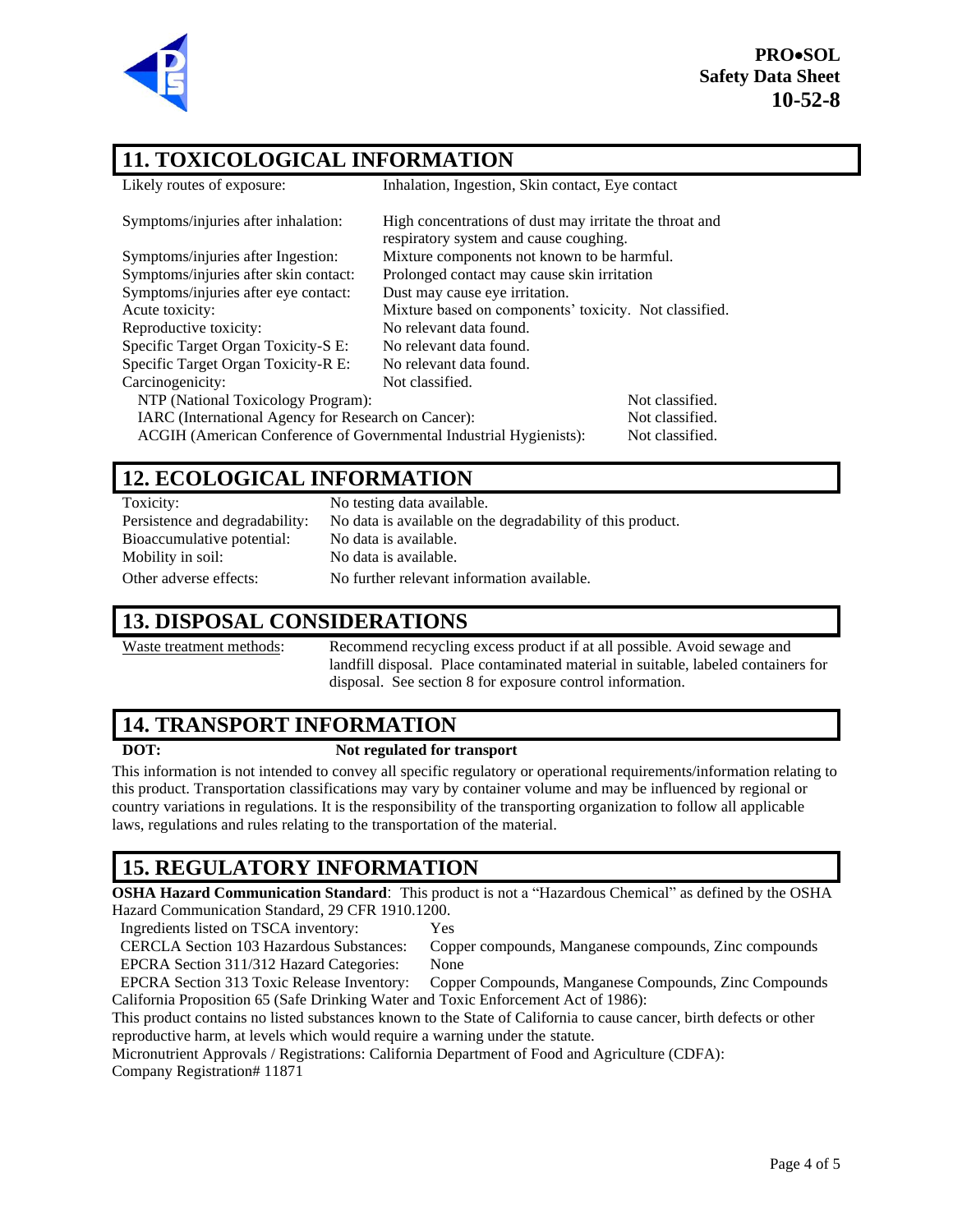## 11. TOXICOLOGICAL INFORMATION

| | |
|---|---|
| Likely routes of exposure: | Inhalation, Ingestion, Skin contact, Eye contact |
| Symptoms/injuries after inhalation: | High concentrations of dust may irritate the throat and respiratory system and cause coughing. |
| Symptoms/injuries after Ingestion: | Mixture components not known to be harmful. |
| Symptoms/injuries after skin contact: | Prolonged contact may cause skin irritation |
| Symptoms/injuries after eye contact: | Dust may cause eye irritation. |
| Acute toxicity: | Mixture based on components' toxicity. Not classified. |
| Reproductive toxicity: | No relevant data found. |
| Specific Target Organ Toxicity-S E: | No relevant data found. |
| Specific Target Organ Toxicity-R E: | No relevant data found. |
| Carcinogenicity: | Not classified. |

| | |
|---|---|
| NTP (National Toxicology Program): | Not classified. |
| IARC (International Agency for Research on Cancer): | Not classified. |
| ACGIH (American Conference of Governmental Industrial Hygienists): | Not classified. |

## 12. ECOLOGICAL INFORMATION

| | |
|---|---|
| Toxicity: | No testing data available. |
| Persistence and degradability: | No data is available on the degradability of this product. |
| Bioaccumulative potential: | No data is available. |
| Mobility in soil: | No data is available. |
| Other adverse effects: | No further relevant information available. |

## 13. DISPOSAL CONSIDERATIONS

Waste treatment methods: Recommend recycling excess product if at all possible. Avoid sewage and landfill disposal. Place contaminated material in suitable, labeled containers for disposal. See section 8 for exposure control information.

## 14. TRANSPORT INFORMATION

**DOT:** **Not regulated for transport**

This information is not intended to convey all specific regulatory or operational requirements/information relating to this product. Transportation classifications may vary by container volume and may be influenced by regional or country variations in regulations. It is the responsibility of the transporting organization to follow all applicable laws, regulations and rules relating to the transportation of the material.

## 15. REGULATORY INFORMATION

**OSHA Hazard Communication Standard**: This product is not a "Hazardous Chemical" as defined by the OSHA Hazard Communication Standard, 29 CFR 1910.1200.

| | |
|---|---|
| Ingredients listed on TSCA inventory: | Yes |
| CERCLA Section 103 Hazardous Substances: | Copper compounds, Manganese compounds, Zinc compounds |
| EPCRA Section 311/312 Hazard Categories: | None |
| EPCRA Section 313 Toxic Release Inventory: | Copper Compounds, Manganese Compounds, Zinc Compounds |

California Proposition 65 (Safe Drinking Water and Toxic Enforcement Act of 1986):
This product contains no listed substances known to the State of California to cause cancer, birth defects or other reproductive harm, at levels which would require a warning under the statute.
Micronutrient Approvals / Registrations: California Department of Food and Agriculture (CDFA):
Company Registration# 11871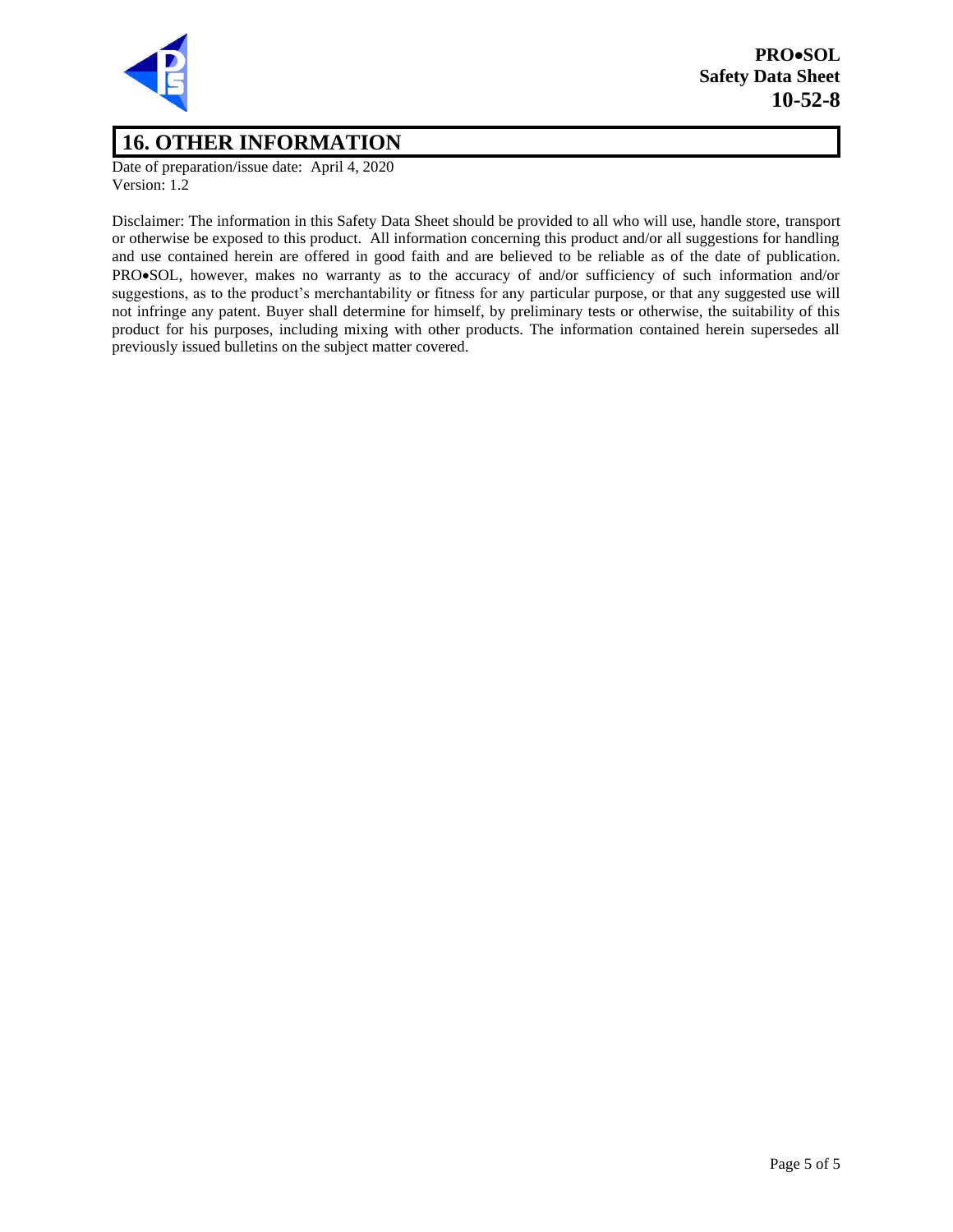## 16. OTHER INFORMATION

Date of preparation/issue date: April 4, 2020
Version: 1.2

Disclaimer: The information in this Safety Data Sheet should be provided to all who will use, handle store, transport or otherwise be exposed to this product. All information concerning this product and/or all suggestions for handling and use contained herein are offered in good faith and are believed to be reliable as of the date of publication. PRO•SOL, however, makes no warranty as to the accuracy of and/or sufficiency of such information and/or suggestions, as to the product's merchantability or fitness for any particular purpose, or that any suggested use will not infringe any patent. Buyer shall determine for himself, by preliminary tests or otherwise, the suitability of this product for his purposes, including mixing with other products. The information contained herein supersedes all previously issued bulletins on the subject matter covered.